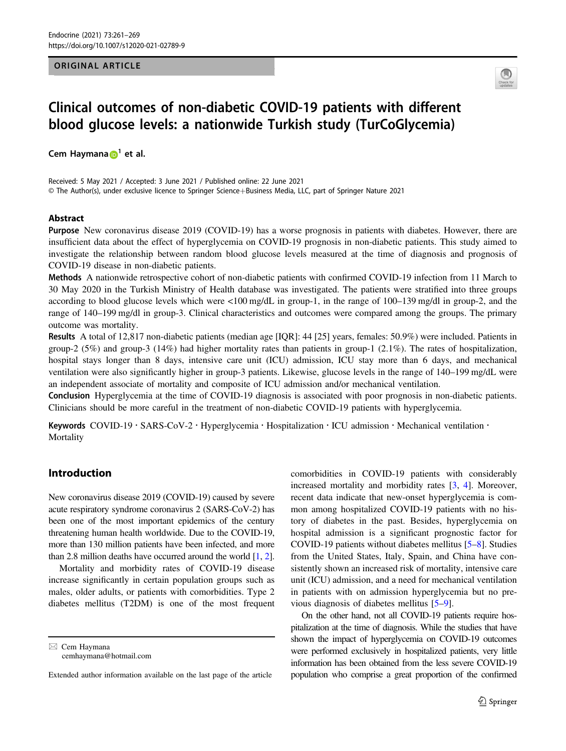ORIGINAL ARTICLE

# Clinical outcomes of non-diabetic COVID-19 patients with different blood glucose levels: a nationwide Turkish study (TurCoGlycemia)

**Cem Haymana[1] et al.**

Received: 5 May 2021 / Accepted: 3 June 2021 / Published online: 22 June 2021
© The Author(s), under exclusive licence to Springer Science+Business Media, LLC, part of Springer Nature 2021

## Abstract

**Purpose** New coronavirus disease 2019 (COVID-19) has a worse prognosis in patients with diabetes. However, there are insufficient data about the effect of hyperglycemia on COVID-19 prognosis in non-diabetic patients. This study aimed to investigate the relationship between random blood glucose levels measured at the time of diagnosis and prognosis of COVID-19 disease in non-diabetic patients.

**Methods** A nationwide retrospective cohort of non-diabetic patients with confirmed COVID-19 infection from 11 March to 30 May 2020 in the Turkish Ministry of Health database was investigated. The patients were stratified into three groups according to blood glucose levels which were <100 mg/dL in group-1, in the range of 100–139 mg/dl in group-2, and the range of 140–199 mg/dl in group-3. Clinical characteristics and outcomes were compared among the groups. The primary outcome was mortality.

**Results** A total of 12,817 non-diabetic patients (median age [IQR]: 44 [25] years, females: 50.9%) were included. Patients in group-2 (5%) and group-3 (14%) had higher mortality rates than patients in group-1 (2.1%). The rates of hospitalization, hospital stays longer than 8 days, intensive care unit (ICU) admission, ICU stay more than 6 days, and mechanical ventilation were also significantly higher in group-3 patients. Likewise, glucose levels in the range of 140–199 mg/dL were an independent associate of mortality and composite of ICU admission and/or mechanical ventilation.

**Conclusion** Hyperglycemia at the time of COVID-19 diagnosis is associated with poor prognosis in non-diabetic patients. Clinicians should be more careful in the treatment of non-diabetic COVID-19 patients with hyperglycemia.

**Keywords** COVID-19 · SARS-CoV-2 · Hyperglycemia · Hospitalization · ICU admission · Mechanical ventilation · Mortality

## Introduction

New coronavirus disease 2019 (COVID-19) caused by severe acute respiratory syndrome coronavirus 2 (SARS-CoV-2) has been one of the most important epidemics of the century threatening human health worldwide. Due to the COVID-19, more than 130 million patients have been infected, and more than 2.8 million deaths have occurred around the world [1, 2].

Mortality and morbidity rates of COVID-19 disease increase significantly in certain population groups such as males, older adults, or patients with comorbidities. Type 2 diabetes mellitus (T2DM) is one of the most frequent comorbidities in COVID-19 patients with considerably increased mortality and morbidity rates [3, 4]. Moreover, recent data indicate that new-onset hyperglycemia is common among hospitalized COVID-19 patients with no history of diabetes in the past. Besides, hyperglycemia on hospital admission is a significant prognostic factor for COVID-19 patients without diabetes mellitus [5–8]. Studies from the United States, Italy, Spain, and China have consistently shown an increased risk of mortality, intensive care unit (ICU) admission, and a need for mechanical ventilation in patients with on admission hyperglycemia but no previous diagnosis of diabetes mellitus [5–9].

On the other hand, not all COVID-19 patients require hospitalization at the time of diagnosis. While the studies that have shown the impact of hyperglycemia on COVID-19 outcomes were performed exclusively in hospitalized patients, very little information has been obtained from the less severe COVID-19 population who comprise a great proportion of the confirmed

✉ Cem Haymana
cemhaymana@hotmail.com

Extended author information available on the last page of the article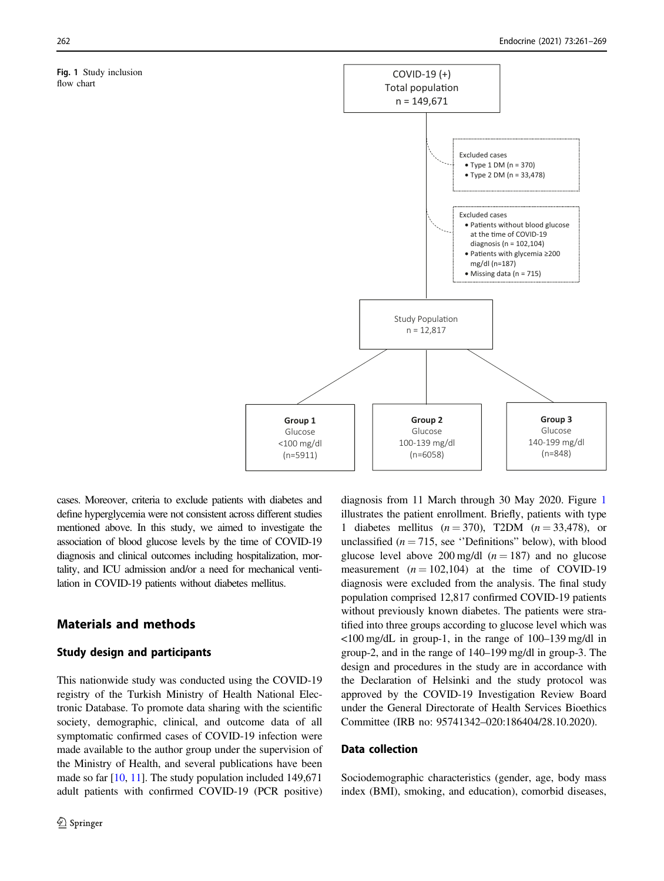Fig. 1 Study inclusion flow chart

COVID-19 (+)
Total population
n = 149,671

Excluded cases
- Type 1 DM (n = 370)
- Type 2 DM (n = 33,478)

Excluded cases
- Patients without blood glucose at the time of COVID-19 diagnosis (n = 102,104)
- Patients with glycemia ≥200 mg/dl (n=187)
- Missing data (n = 715)

Study Population
n = 12,817

**Group 1**
Glucose
<100 mg/dl
(n=5911)

**Group 2**
Glucose
100-139 mg/dl
(n=6058)

**Group 3**
Glucose
140-199 mg/dl
(n=848)

cases. Moreover, criteria to exclude patients with diabetes and define hyperglycemia were not consistent across different studies mentioned above. In this study, we aimed to investigate the association of blood glucose levels by the time of COVID-19 diagnosis and clinical outcomes including hospitalization, mortality, and ICU admission and/or a need for mechanical ventilation in COVID-19 patients without diabetes mellitus.

## Materials and methods

### Study design and participants

This nationwide study was conducted using the COVID-19 registry of the Turkish Ministry of Health National Electronic Database. To promote data sharing with the scientific society, demographic, clinical, and outcome data of all symptomatic confirmed cases of COVID-19 infection were made available to the author group under the supervision of the Ministry of Health, and several publications have been made so far [10, 11]. The study population included 149,671 adult patients with confirmed COVID-19 (PCR positive) diagnosis from 11 March through 30 May 2020. Figure 1 illustrates the patient enrollment. Briefly, patients with type 1 diabetes mellitus ($n = 370$), T2DM ($n = 33{,}478$), or unclassified ($n = 715$, see ''Definitions'' below), with blood glucose level above 200 mg/dl ($n = 187$) and no glucose measurement ($n = 102{,}104$) at the time of COVID-19 diagnosis were excluded from the analysis. The final study population comprised 12,817 confirmed COVID-19 patients without previously known diabetes. The patients were stratified into three groups according to glucose level which was <100 mg/dL in group-1, in the range of 100–139 mg/dl in group-2, and in the range of 140–199 mg/dl in group-3. The design and procedures in the study are in accordance with the Declaration of Helsinki and the study protocol was approved by the COVID-19 Investigation Review Board under the General Directorate of Health Services Bioethics Committee (IRB no: 95741342–020:186404/28.10.2020).

### Data collection

Sociodemographic characteristics (gender, age, body mass index (BMI), smoking, and education), comorbid diseases,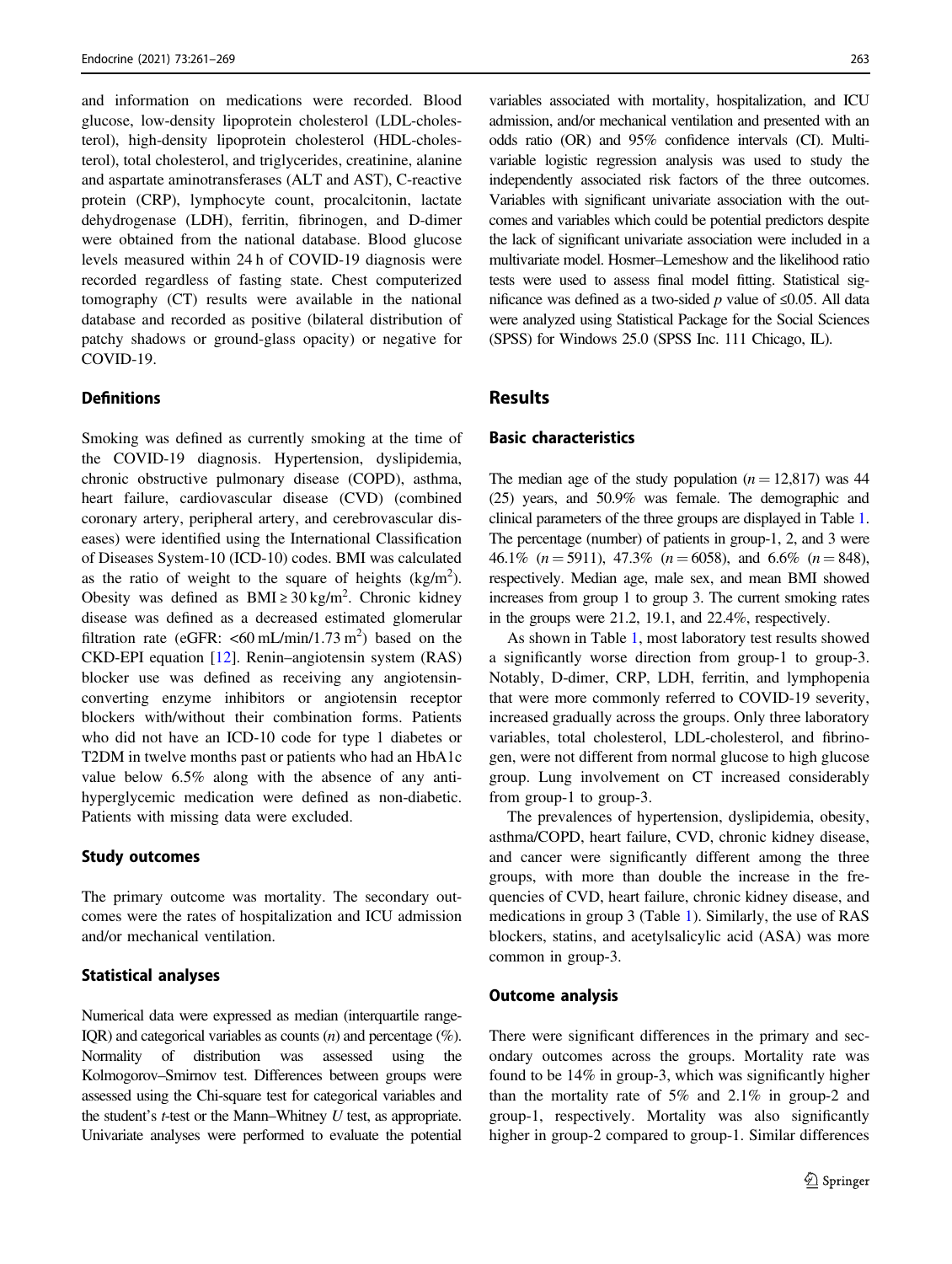and information on medications were recorded. Blood glucose, low-density lipoprotein cholesterol (LDL-cholesterol), high-density lipoprotein cholesterol (HDL-cholesterol), total cholesterol, and triglycerides, creatinine, alanine and aspartate aminotransferases (ALT and AST), C-reactive protein (CRP), lymphocyte count, procalcitonin, lactate dehydrogenase (LDH), ferritin, fibrinogen, and D-dimer were obtained from the national database. Blood glucose levels measured within 24 h of COVID-19 diagnosis were recorded regardless of fasting state. Chest computerized tomography (CT) results were available in the national database and recorded as positive (bilateral distribution of patchy shadows or ground-glass opacity) or negative for COVID-19.

### Definitions

Smoking was defined as currently smoking at the time of the COVID-19 diagnosis. Hypertension, dyslipidemia, chronic obstructive pulmonary disease (COPD), asthma, heart failure, cardiovascular disease (CVD) (combined coronary artery, peripheral artery, and cerebrovascular diseases) were identified using the International Classification of Diseases System-10 (ICD-10) codes. BMI was calculated as the ratio of weight to the square of heights (kg/m$^2$). Obesity was defined as BMI ≥ 30 kg/m$^2$. Chronic kidney disease was defined as a decreased estimated glomerular filtration rate (eGFR: <60 mL/min/1.73 m$^2$) based on the CKD-EPI equation [12]. Renin–angiotensin system (RAS) blocker use was defined as receiving any angiotensin-converting enzyme inhibitors or angiotensin receptor blockers with/without their combination forms. Patients who did not have an ICD-10 code for type 1 diabetes or T2DM in twelve months past or patients who had an HbA1c value below 6.5% along with the absence of any anti-hyperglycemic medication were defined as non-diabetic. Patients with missing data were excluded.

### Study outcomes

The primary outcome was mortality. The secondary outcomes were the rates of hospitalization and ICU admission and/or mechanical ventilation.

### Statistical analyses

Numerical data were expressed as median (interquartile range-IQR) and categorical variables as counts ($n$) and percentage (%). Normality of distribution was assessed using the Kolmogorov–Smirnov test. Differences between groups were assessed using the Chi-square test for categorical variables and the student's $t$-test or the Mann–Whitney $U$ test, as appropriate. Univariate analyses were performed to evaluate the potential variables associated with mortality, hospitalization, and ICU admission, and/or mechanical ventilation and presented with an odds ratio (OR) and 95% confidence intervals (CI). Multivariable logistic regression analysis was used to study the independently associated risk factors of the three outcomes. Variables with significant univariate association with the outcomes and variables which could be potential predictors despite the lack of significant univariate association were included in a multivariate model. Hosmer–Lemeshow and the likelihood ratio tests were used to assess final model fitting. Statistical significance was defined as a two-sided $p$ value of ≤0.05. All data were analyzed using Statistical Package for the Social Sciences (SPSS) for Windows 25.0 (SPSS Inc. 111 Chicago, IL).

## Results

### Basic characteristics

The median age of the study population ($n = 12{,}817$) was 44 (25) years, and 50.9% was female. The demographic and clinical parameters of the three groups are displayed in Table 1. The percentage (number) of patients in group-1, 2, and 3 were 46.1% ($n = 5911$), 47.3% ($n = 6058$), and 6.6% ($n = 848$), respectively. Median age, male sex, and mean BMI showed increases from group 1 to group 3. The current smoking rates in the groups were 21.2, 19.1, and 22.4%, respectively.

As shown in Table 1, most laboratory test results showed a significantly worse direction from group-1 to group-3. Notably, D-dimer, CRP, LDH, ferritin, and lymphopenia that were more commonly referred to COVID-19 severity, increased gradually across the groups. Only three laboratory variables, total cholesterol, LDL-cholesterol, and fibrinogen, were not different from normal glucose to high glucose group. Lung involvement on CT increased considerably from group-1 to group-3.

The prevalences of hypertension, dyslipidemia, obesity, asthma/COPD, heart failure, CVD, chronic kidney disease, and cancer were significantly different among the three groups, with more than double the increase in the frequencies of CVD, heart failure, chronic kidney disease, and medications in group 3 (Table 1). Similarly, the use of RAS blockers, statins, and acetylsalicylic acid (ASA) was more common in group-3.

### Outcome analysis

There were significant differences in the primary and secondary outcomes across the groups. Mortality rate was found to be 14% in group-3, which was significantly higher than the mortality rate of 5% and 2.1% in group-2 and group-1, respectively. Mortality was also significantly higher in group-2 compared to group-1. Similar differences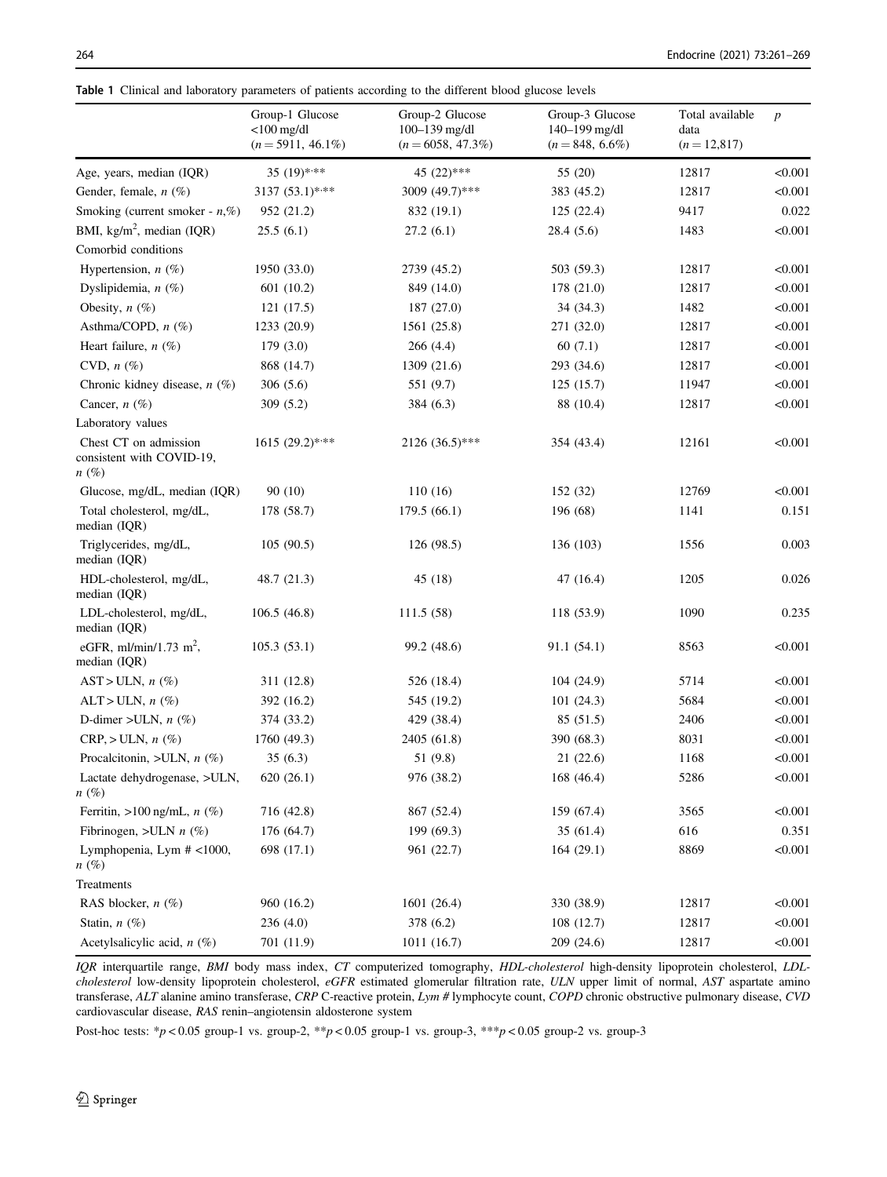**Table 1** Clinical and laboratory parameters of patients according to the different blood glucose levels

| | Group-1 Glucose <100 mg/dl ($n = 5911$, 46.1%) | Group-2 Glucose 100–139 mg/dl ($n = 6058$, 47.3%) | Group-3 Glucose 140–199 mg/dl ($n = 848$, 6.6%) | Total available data ($n = 12,817$) | $p$ |
|---|---|---|---|---|---|
| Age, years, median (IQR) | 35 (19)*,** | 45 (22)*** | 55 (20) | 12817 | <0.001 |
| Gender, female, $n$ (%) | 3137 (53.1)*,** | 3009 (49.7)*** | 383 (45.2) | 12817 | <0.001 |
| Smoking (current smoker - $n$,%) | 952 (21.2) | 832 (19.1) | 125 (22.4) | 9417 | 0.022 |
| BMI, kg/m$^2$, median (IQR) | 25.5 (6.1) | 27.2 (6.1) | 28.4 (5.6) | 1483 | <0.001 |
| Comorbid conditions | | | | | |
| Hypertension, $n$ (%) | 1950 (33.0) | 2739 (45.2) | 503 (59.3) | 12817 | <0.001 |
| Dyslipidemia, $n$ (%) | 601 (10.2) | 849 (14.0) | 178 (21.0) | 12817 | <0.001 |
| Obesity, $n$ (%) | 121 (17.5) | 187 (27.0) | 34 (34.3) | 1482 | <0.001 |
| Asthma/COPD, $n$ (%) | 1233 (20.9) | 1561 (25.8) | 271 (32.0) | 12817 | <0.001 |
| Heart failure, $n$ (%) | 179 (3.0) | 266 (4.4) | 60 (7.1) | 12817 | <0.001 |
| CVD, $n$ (%) | 868 (14.7) | 1309 (21.6) | 293 (34.6) | 12817 | <0.001 |
| Chronic kidney disease, $n$ (%) | 306 (5.6) | 551 (9.7) | 125 (15.7) | 11947 | <0.001 |
| Cancer, $n$ (%) | 309 (5.2) | 384 (6.3) | 88 (10.4) | 12817 | <0.001 |
| Laboratory values | | | | | |
| Chest CT on admission consistent with COVID-19, $n$ (%) | 1615 (29.2)*,** | 2126 (36.5)*** | 354 (43.4) | 12161 | <0.001 |
| Glucose, mg/dL, median (IQR) | 90 (10) | 110 (16) | 152 (32) | 12769 | <0.001 |
| Total cholesterol, mg/dL, median (IQR) | 178 (58.7) | 179.5 (66.1) | 196 (68) | 1141 | 0.151 |
| Triglycerides, mg/dL, median (IQR) | 105 (90.5) | 126 (98.5) | 136 (103) | 1556 | 0.003 |
| HDL-cholesterol, mg/dL, median (IQR) | 48.7 (21.3) | 45 (18) | 47 (16.4) | 1205 | 0.026 |
| LDL-cholesterol, mg/dL, median (IQR) | 106.5 (46.8) | 111.5 (58) | 118 (53.9) | 1090 | 0.235 |
| eGFR, ml/min/1.73 m$^2$, median (IQR) | 105.3 (53.1) | 99.2 (48.6) | 91.1 (54.1) | 8563 | <0.001 |
| AST > ULN, $n$ (%) | 311 (12.8) | 526 (18.4) | 104 (24.9) | 5714 | <0.001 |
| ALT > ULN, $n$ (%) | 392 (16.2) | 545 (19.2) | 101 (24.3) | 5684 | <0.001 |
| D-dimer >ULN, $n$ (%) | 374 (33.2) | 429 (38.4) | 85 (51.5) | 2406 | <0.001 |
| CRP, > ULN, $n$ (%) | 1760 (49.3) | 2405 (61.8) | 390 (68.3) | 8031 | <0.001 |
| Procalcitonin, >ULN, $n$ (%) | 35 (6.3) | 51 (9.8) | 21 (22.6) | 1168 | <0.001 |
| Lactate dehydrogenase, >ULN, $n$ (%) | 620 (26.1) | 976 (38.2) | 168 (46.4) | 5286 | <0.001 |
| Ferritin, >100 ng/mL, $n$ (%) | 716 (42.8) | 867 (52.4) | 159 (67.4) | 3565 | <0.001 |
| Fibrinogen, >ULN $n$ (%) | 176 (64.7) | 199 (69.3) | 35 (61.4) | 616 | 0.351 |
| Lymphopenia, Lym # <1000, $n$ (%) | 698 (17.1) | 961 (22.7) | 164 (29.1) | 8869 | <0.001 |
| Treatments | | | | | |
| RAS blocker, $n$ (%) | 960 (16.2) | 1601 (26.4) | 330 (38.9) | 12817 | <0.001 |
| Statin, $n$ (%) | 236 (4.0) | 378 (6.2) | 108 (12.7) | 12817 | <0.001 |
| Acetylsalicylic acid, $n$ (%) | 701 (11.9) | 1011 (16.7) | 209 (24.6) | 12817 | <0.001 |

*IQR* interquartile range, *BMI* body mass index, *CT* computerized tomography, *HDL-cholesterol* high-density lipoprotein cholesterol, *LDL-cholesterol* low-density lipoprotein cholesterol, *eGFR* estimated glomerular filtration rate, *ULN* upper limit of normal, *AST* aspartate amino transferase, *ALT* alanine amino transferase, *CRP* C-reactive protein, *Lym #* lymphocyte count, *COPD* chronic obstructive pulmonary disease, *CVD* cardiovascular disease, *RAS* renin–angiotensin aldosterone system

Post-hoc tests: *$p < 0.05$ group-1 vs. group-2, **$p < 0.05$ group-1 vs. group-3, ***$p < 0.05$ group-2 vs. group-3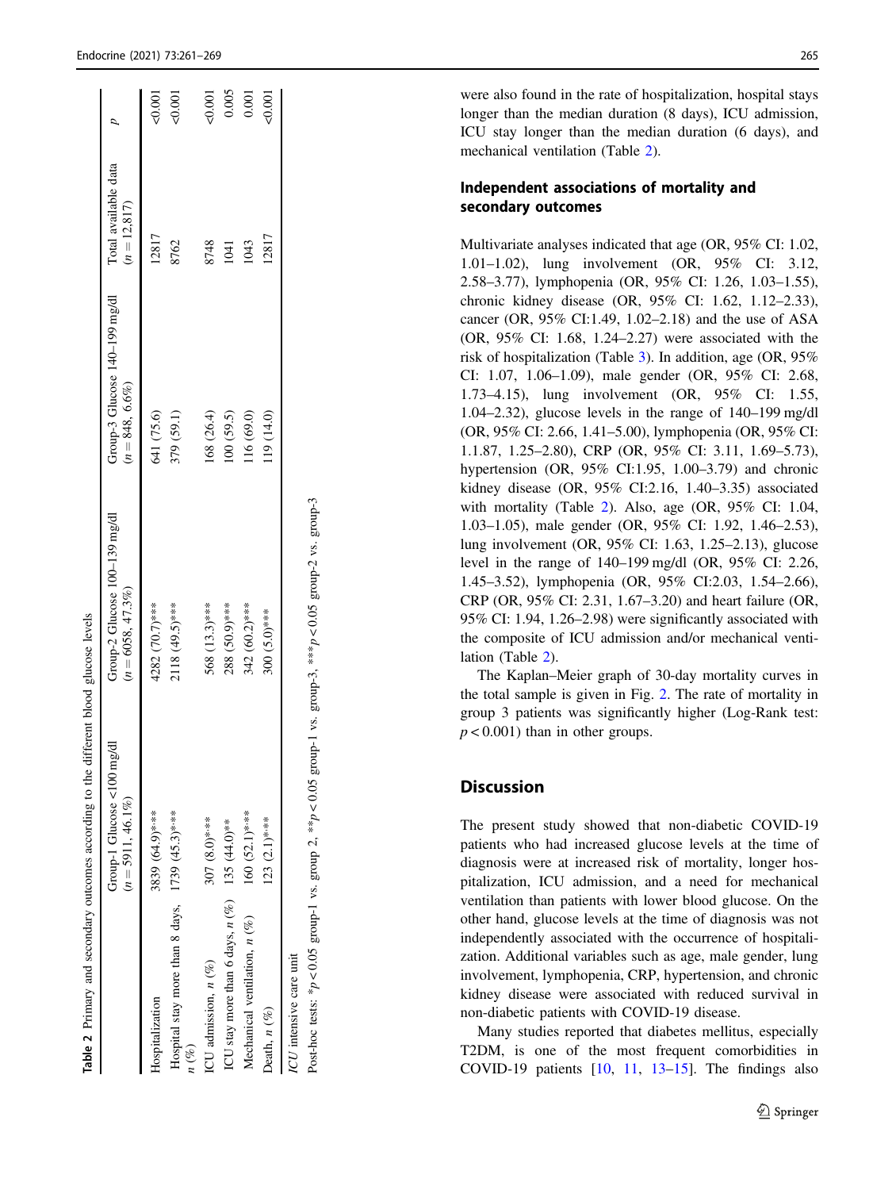**Table 2** Primary and secondary outcomes according to the different blood glucose levels

| | Group-1 Glucose <100 mg/dl ($n$ = 5911, 46.1%) | Group-2 Glucose 100–139 mg/dl ($n$ = 6058, 47.3%) | Group-3 Glucose 140–199 mg/dl ($n$ = 848, 6.6%) | Total available data ($n$ = 12,817) | $p$ |
|---|---|---|---|---|---|
| Hospitalization | 3839 (64.9)*** | 4282 (70.7)*** | 641 (75.6) | 12817 | <0.001 |
| Hospital stay more than 8 days, $n$ (%) | 1739 (45.3)*** | 2118 (49.5)*** | 379 (59.1) | 8762 | <0.001 |
| ICU admission, $n$ (%) | 307 (8.0)*** | 568 (13.3)*** | 168 (26.4) | 8748 | <0.001 |
| ICU stay more than 6 days, $n$ (%) | 135 (44.0)** | 288 (50.9)*** | 100 (59.5) | 1041 | 0.005 |
| Mechanical ventilation, $n$ (%) | 160 (52.1)*** | 342 (60.2)*** | 116 (69.0) | 1043 | 0.001 |
| Death, $n$ (%) | 123 (2.1)*** | 300 (5.0)*** | 119 (14.0) | 12817 | <0.001 |

*ICU* intensive care unit

Post-hoc tests: *$p$ < 0.05 group-1 vs. group 2, **$p$ < 0.05 group-1 vs. group-3, ***$p$ < 0.05 group-2 vs. group-3

were also found in the rate of hospitalization, hospital stays longer than the median duration (8 days), ICU admission, ICU stay longer than the median duration (6 days), and mechanical ventilation (Table 2).

### Independent associations of mortality and secondary outcomes

Multivariate analyses indicated that age (OR, 95% CI: 1.02, 1.01–1.02), lung involvement (OR, 95% CI: 3.12, 2.58–3.77), lymphopenia (OR, 95% CI: 1.26, 1.03–1.55), chronic kidney disease (OR, 95% CI: 1.62, 1.12–2.33), cancer (OR, 95% CI:1.49, 1.02–2.18) and the use of ASA (OR, 95% CI: 1.68, 1.24–2.27) were associated with the risk of hospitalization (Table 3). In addition, age (OR, 95% CI: 1.07, 1.06–1.09), male gender (OR, 95% CI: 2.68, 1.73–4.15), lung involvement (OR, 95% CI: 1.55, 1.04–2.32), glucose levels in the range of 140–199 mg/dl (OR, 95% CI: 2.66, 1.41–5.00), lymphopenia (OR, 95% CI: 1.1.87, 1.25–2.80), CRP (OR, 95% CI: 3.11, 1.69–5.73), hypertension (OR, 95% CI:1.95, 1.00–3.79) and chronic kidney disease (OR, 95% CI:2.16, 1.40–3.35) associated with mortality (Table 2). Also, age (OR, 95% CI: 1.04, 1.03–1.05), male gender (OR, 95% CI: 1.92, 1.46–2.53), lung involvement (OR, 95% CI: 1.63, 1.25–2.13), glucose level in the range of 140–199 mg/dl (OR, 95% CI: 2.26, 1.45–3.52), lymphopenia (OR, 95% CI:2.03, 1.54–2.66), CRP (OR, 95% CI: 2.31, 1.67–3.20) and heart failure (OR, 95% CI: 1.94, 1.26–2.98) were significantly associated with the composite of ICU admission and/or mechanical ventilation (Table 2).

The Kaplan–Meier graph of 30-day mortality curves in the total sample is given in Fig. 2. The rate of mortality in group 3 patients was significantly higher (Log-Rank test: $p < 0.001$) than in other groups.

## Discussion

The present study showed that non-diabetic COVID-19 patients who had increased glucose levels at the time of diagnosis were at increased risk of mortality, longer hospitalization, ICU admission, and a need for mechanical ventilation than patients with lower blood glucose. On the other hand, glucose levels at the time of diagnosis was not independently associated with the occurrence of hospitalization. Additional variables such as age, male gender, lung involvement, lymphopenia, CRP, hypertension, and chronic kidney disease were associated with reduced survival in non-diabetic patients with COVID-19 disease.

Many studies reported that diabetes mellitus, especially T2DM, is one of the most frequent comorbidities in COVID-19 patients [10, 11, 13–15]. The findings also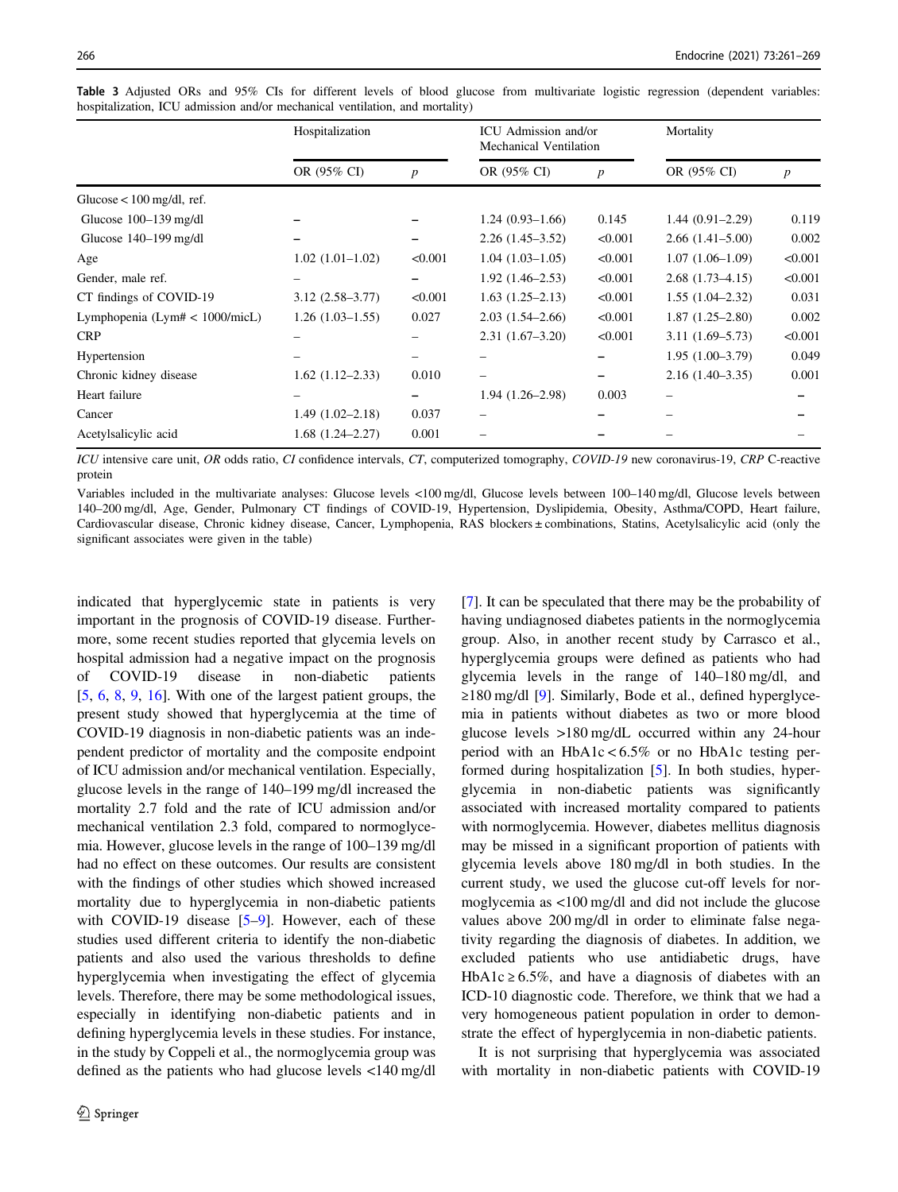**Table 3** Adjusted ORs and 95% CIs for different levels of blood glucose from multivariate logistic regression (dependent variables: hospitalization, ICU admission and/or mechanical ventilation, and mortality)

| | Hospitalization | | ICU Admission and/or Mechanical Ventilation | | Mortality | |
|---|---|---|---|---|---|---|
| | OR (95% CI) | *p* | OR (95% CI) | *p* | OR (95% CI) | *p* |
| Glucose < 100 mg/dl, ref. | | | | | | |
| Glucose 100–139 mg/dl | – | – | 1.24 (0.93–1.66) | 0.145 | 1.44 (0.91–2.29) | 0.119 |
| Glucose 140–199 mg/dl | – | – | 2.26 (1.45–3.52) | <0.001 | 2.66 (1.41–5.00) | 0.002 |
| Age | 1.02 (1.01–1.02) | <0.001 | 1.04 (1.03–1.05) | <0.001 | 1.07 (1.06–1.09) | <0.001 |
| Gender, male ref. | – | – | 1.92 (1.46–2.53) | <0.001 | 2.68 (1.73–4.15) | <0.001 |
| CT findings of COVID-19 | 3.12 (2.58–3.77) | <0.001 | 1.63 (1.25–2.13) | <0.001 | 1.55 (1.04–2.32) | 0.031 |
| Lymphopenia (Lym# < 1000/micL) | 1.26 (1.03–1.55) | 0.027 | 2.03 (1.54–2.66) | <0.001 | 1.87 (1.25–2.80) | 0.002 |
| CRP | – | – | 2.31 (1.67–3.20) | <0.001 | 3.11 (1.69–5.73) | <0.001 |
| Hypertension | – | – | – | – | 1.95 (1.00–3.79) | 0.049 |
| Chronic kidney disease | 1.62 (1.12–2.33) | 0.010 | – | – | 2.16 (1.40–3.35) | 0.001 |
| Heart failure | – | – | 1.94 (1.26–2.98) | 0.003 | – | – |
| Cancer | 1.49 (1.02–2.18) | 0.037 | – | – | – | – |
| Acetylsalicylic acid | 1.68 (1.24–2.27) | 0.001 | – | – | – | – |

*ICU* intensive care unit, *OR* odds ratio, *CI* confidence intervals, *CT*, computerized tomography, *COVID-19* new coronavirus-19, *CRP* C-reactive protein

Variables included in the multivariate analyses: Glucose levels <100 mg/dl, Glucose levels between 100–140 mg/dl, Glucose levels between 140–200 mg/dl, Age, Gender, Pulmonary CT findings of COVID-19, Hypertension, Dyslipidemia, Obesity, Asthma/COPD, Heart failure, Cardiovascular disease, Chronic kidney disease, Cancer, Lymphopenia, RAS blockers ± combinations, Statins, Acetylsalicylic acid (only the significant associates were given in the table)

indicated that hyperglycemic state in patients is very important in the prognosis of COVID-19 disease. Furthermore, some recent studies reported that glycemia levels on hospital admission had a negative impact on the prognosis of COVID-19 disease in non-diabetic patients [5, 6, 8, 9, 16]. With one of the largest patient groups, the present study showed that hyperglycemia at the time of COVID-19 diagnosis in non-diabetic patients was an independent predictor of mortality and the composite endpoint of ICU admission and/or mechanical ventilation. Especially, glucose levels in the range of 140–199 mg/dl increased the mortality 2.7 fold and the rate of ICU admission and/or mechanical ventilation 2.3 fold, compared to normoglycemia. However, glucose levels in the range of 100–139 mg/dl had no effect on these outcomes. Our results are consistent with the findings of other studies which showed increased mortality due to hyperglycemia in non-diabetic patients with COVID-19 disease [5–9]. However, each of these studies used different criteria to identify the non-diabetic patients and also used the various thresholds to define hyperglycemia when investigating the effect of glycemia levels. Therefore, there may be some methodological issues, especially in identifying non-diabetic patients and in defining hyperglycemia levels in these studies. For instance, in the study by Coppeli et al., the normoglycemia group was defined as the patients who had glucose levels <140 mg/dl [7]. It can be speculated that there may be the probability of having undiagnosed diabetes patients in the normoglycemia group. Also, in another recent study by Carrasco et al., hyperglycemia groups were defined as patients who had glycemia levels in the range of 140–180 mg/dl, and ≥180 mg/dl [9]. Similarly, Bode et al., defined hyperglycemia in patients without diabetes as two or more blood glucose levels >180 mg/dL occurred within any 24-hour period with an HbA1c < 6.5% or no HbA1c testing performed during hospitalization [5]. In both studies, hyperglycemia in non-diabetic patients was significantly associated with increased mortality compared to patients with normoglycemia. However, diabetes mellitus diagnosis may be missed in a significant proportion of patients with glycemia levels above 180 mg/dl in both studies. In the current study, we used the glucose cut-off levels for normoglycemia as <100 mg/dl and did not include the glucose values above 200 mg/dl in order to eliminate false negativity regarding the diagnosis of diabetes. In addition, we excluded patients who use antidiabetic drugs, have HbA1c ≥ 6.5%, and have a diagnosis of diabetes with an ICD-10 diagnostic code. Therefore, we think that we had a very homogeneous patient population in order to demonstrate the effect of hyperglycemia in non-diabetic patients.

It is not surprising that hyperglycemia was associated with mortality in non-diabetic patients with COVID-19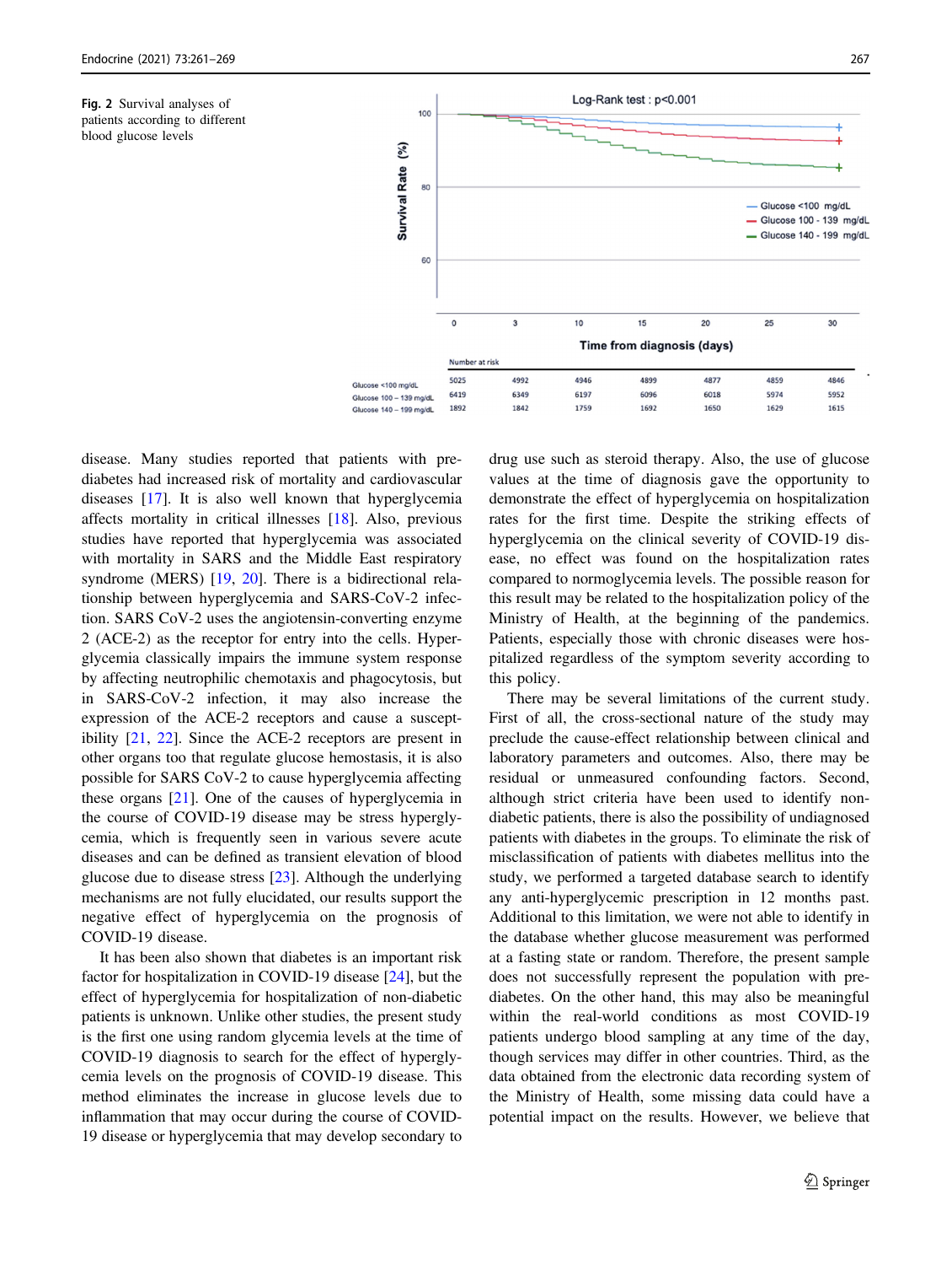**Fig. 2** Survival analyses of patients according to different blood glucose levels

disease. Many studies reported that patients with prediabetes had increased risk of mortality and cardiovascular diseases [17]. It is also well known that hyperglycemia affects mortality in critical illnesses [18]. Also, previous studies have reported that hyperglycemia was associated with mortality in SARS and the Middle East respiratory syndrome (MERS) [19, 20]. There is a bidirectional relationship between hyperglycemia and SARS-CoV-2 infection. SARS CoV-2 uses the angiotensin-converting enzyme 2 (ACE-2) as the receptor for entry into the cells. Hyperglycemia classically impairs the immune system response by affecting neutrophilic chemotaxis and phagocytosis, but in SARS-CoV-2 infection, it may also increase the expression of the ACE-2 receptors and cause a susceptibility [21, 22]. Since the ACE-2 receptors are present in other organs too that regulate glucose hemostasis, it is also possible for SARS CoV-2 to cause hyperglycemia affecting these organs [21]. One of the causes of hyperglycemia in the course of COVID-19 disease may be stress hyperglycemia, which is frequently seen in various severe acute diseases and can be defined as transient elevation of blood glucose due to disease stress [23]. Although the underlying mechanisms are not fully elucidated, our results support the negative effect of hyperglycemia on the prognosis of COVID-19 disease.

It has been also shown that diabetes is an important risk factor for hospitalization in COVID-19 disease [24], but the effect of hyperglycemia for hospitalization of non-diabetic patients is unknown. Unlike other studies, the present study is the first one using random glycemia levels at the time of COVID-19 diagnosis to search for the effect of hyperglycemia levels on the prognosis of COVID-19 disease. This method eliminates the increase in glucose levels due to inflammation that may occur during the course of COVID-19 disease or hyperglycemia that may develop secondary to drug use such as steroid therapy. Also, the use of glucose values at the time of diagnosis gave the opportunity to demonstrate the effect of hyperglycemia on hospitalization rates for the first time. Despite the striking effects of hyperglycemia on the clinical severity of COVID-19 disease, no effect was found on the hospitalization rates compared to normoglycemia levels. The possible reason for this result may be related to the hospitalization policy of the Ministry of Health, at the beginning of the pandemics. Patients, especially those with chronic diseases were hospitalized regardless of the symptom severity according to this policy.

There may be several limitations of the current study. First of all, the cross-sectional nature of the study may preclude the cause-effect relationship between clinical and laboratory parameters and outcomes. Also, there may be residual or unmeasured confounding factors. Second, although strict criteria have been used to identify non-diabetic patients, there is also the possibility of undiagnosed patients with diabetes in the groups. To eliminate the risk of misclassification of patients with diabetes mellitus into the study, we performed a targeted database search to identify any anti-hyperglycemic prescription in 12 months past. Additional to this limitation, we were not able to identify in the database whether glucose measurement was performed at a fasting state or random. Therefore, the present sample does not successfully represent the population with prediabetes. On the other hand, this may also be meaningful within the real-world conditions as most COVID-19 patients undergo blood sampling at any time of the day, though services may differ in other countries. Third, as the data obtained from the electronic data recording system of the Ministry of Health, some missing data could have a potential impact on the results. However, we believe that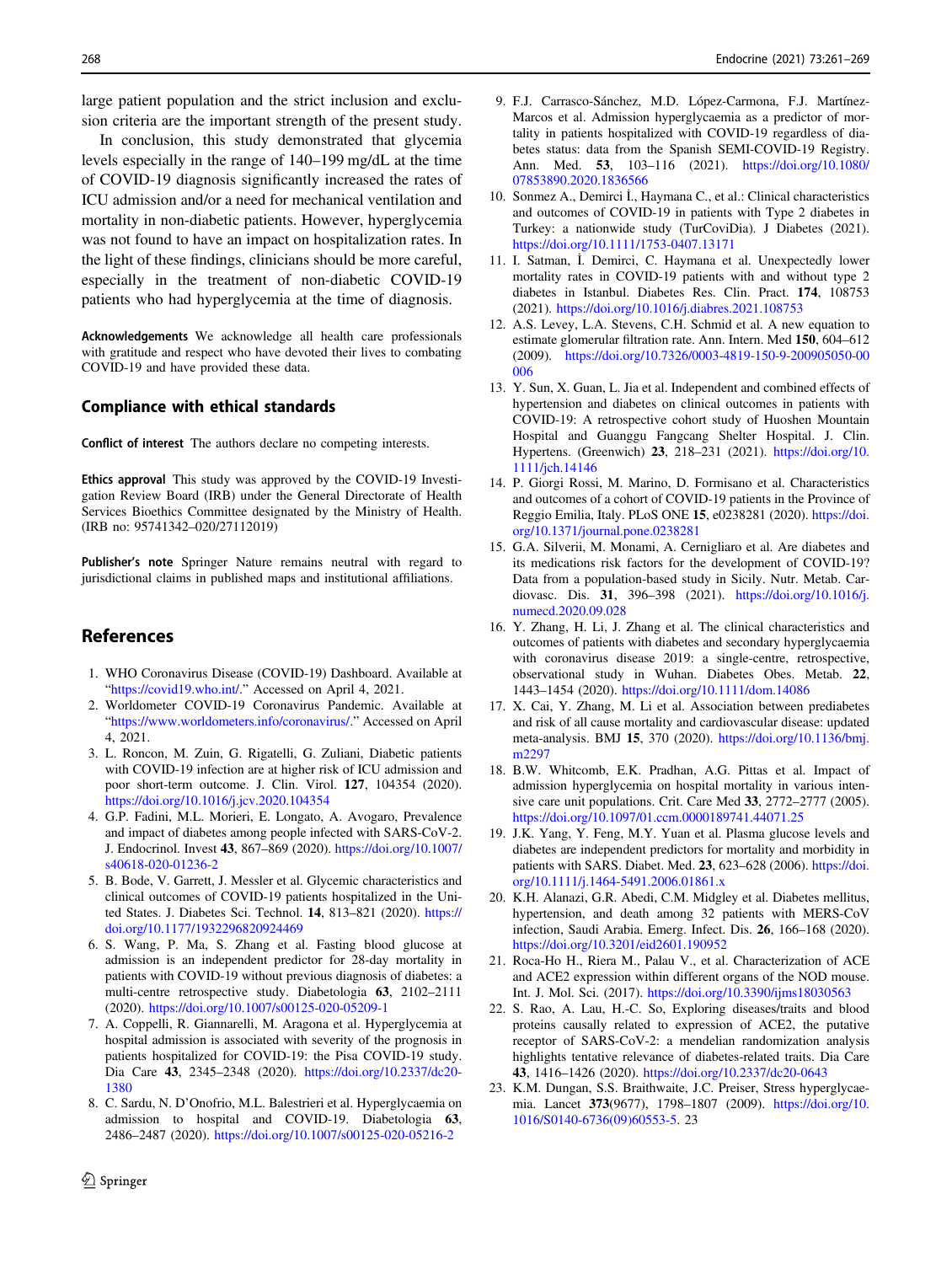large patient population and the strict inclusion and exclusion criteria are the important strength of the present study.

In conclusion, this study demonstrated that glycemia levels especially in the range of 140–199 mg/dL at the time of COVID-19 diagnosis significantly increased the rates of ICU admission and/or a need for mechanical ventilation and mortality in non-diabetic patients. However, hyperglycemia was not found to have an impact on hospitalization rates. In the light of these findings, clinicians should be more careful, especially in the treatment of non-diabetic COVID-19 patients who had hyperglycemia at the time of diagnosis.

**Acknowledgements** We acknowledge all health care professionals with gratitude and respect who have devoted their lives to combating COVID-19 and have provided these data.

## Compliance with ethical standards

**Conflict of interest** The authors declare no competing interests.

**Ethics approval** This study was approved by the COVID-19 Investigation Review Board (IRB) under the General Directorate of Health Services Bioethics Committee designated by the Ministry of Health. (IRB no: 95741342–020/27112019)

**Publisher's note** Springer Nature remains neutral with regard to jurisdictional claims in published maps and institutional affiliations.

## References

1. WHO Coronavirus Disease (COVID-19) Dashboard. Available at "https://covid19.who.int/." Accessed on April 4, 2021.
2. Worldometer COVID-19 Coronavirus Pandemic. Available at "https://www.worldometers.info/coronavirus/." Accessed on April 4, 2021.
3. L. Roncon, M. Zuin, G. Rigatelli, G. Zuliani, Diabetic patients with COVID-19 infection are at higher risk of ICU admission and poor short-term outcome. J. Clin. Virol. **127**, 104354 (2020). https://doi.org/10.1016/j.jcv.2020.104354
4. G.P. Fadini, M.L. Morieri, E. Longato, A. Avogaro, Prevalence and impact of diabetes among people infected with SARS-CoV-2. J. Endocrinol. Invest **43**, 867–869 (2020). https://doi.org/10.1007/s40618-020-01236-2
5. B. Bode, V. Garrett, J. Messler et al. Glycemic characteristics and clinical outcomes of COVID-19 patients hospitalized in the United States. J. Diabetes Sci. Technol. **14**, 813–821 (2020). https://doi.org/10.1177/1932296820924469
6. S. Wang, P. Ma, S. Zhang et al. Fasting blood glucose at admission is an independent predictor for 28-day mortality in patients with COVID-19 without previous diagnosis of diabetes: a multi-centre retrospective study. Diabetologia **63**, 2102–2111 (2020). https://doi.org/10.1007/s00125-020-05209-1
7. A. Coppelli, R. Giannarelli, M. Aragona et al. Hyperglycemia at hospital admission is associated with severity of the prognosis in patients hospitalized for COVID-19: the Pisa COVID-19 study. Dia Care **43**, 2345–2348 (2020). https://doi.org/10.2337/dc20-1380
8. C. Sardu, N. D'Onofrio, M.L. Balestrieri et al. Hyperglycaemia on admission to hospital and COVID-19. Diabetologia **63**, 2486–2487 (2020). https://doi.org/10.1007/s00125-020-05216-2
9. F.J. Carrasco-Sánchez, M.D. López-Carmona, F.J. Martínez-Marcos et al. Admission hyperglycaemia as a predictor of mortality in patients hospitalized with COVID-19 regardless of diabetes status: data from the Spanish SEMI-COVID-19 Registry. Ann. Med. **53**, 103–116 (2021). https://doi.org/10.1080/07853890.2020.1836566
10. Sonmez A., Demirci İ., Haymana C., et al.: Clinical characteristics and outcomes of COVID-19 in patients with Type 2 diabetes in Turkey: a nationwide study (TurCoviDia). J Diabetes (2021). https://doi.org/10.1111/1753-0407.13171
11. I. Satman, İ. Demirci, C. Haymana et al. Unexpectedly lower mortality rates in COVID-19 patients with and without type 2 diabetes in Istanbul. Diabetes Res. Clin. Pract. **174**, 108753 (2021). https://doi.org/10.1016/j.diabres.2021.108753
12. A.S. Levey, L.A. Stevens, C.H. Schmid et al. A new equation to estimate glomerular filtration rate. Ann. Intern. Med **150**, 604–612 (2009). https://doi.org/10.7326/0003-4819-150-9-200905050-00006
13. Y. Sun, X. Guan, L. Jia et al. Independent and combined effects of hypertension and diabetes on clinical outcomes in patients with COVID-19: A retrospective cohort study of Huoshen Mountain Hospital and Guanggu Fangcang Shelter Hospital. J. Clin. Hypertens. (Greenwich) **23**, 218–231 (2021). https://doi.org/10.1111/jch.14146
14. P. Giorgi Rossi, M. Marino, D. Formisano et al. Characteristics and outcomes of a cohort of COVID-19 patients in the Province of Reggio Emilia, Italy. PLoS ONE **15**, e0238281 (2020). https://doi.org/10.1371/journal.pone.0238281
15. G.A. Silverii, M. Monami, A. Cernigliaro et al. Are diabetes and its medications risk factors for the development of COVID-19? Data from a population-based study in Sicily. Nutr. Metab. Cardiovasc. Dis. **31**, 396–398 (2021). https://doi.org/10.1016/j.numecd.2020.09.028
16. Y. Zhang, H. Li, J. Zhang et al. The clinical characteristics and outcomes of patients with diabetes and secondary hyperglycaemia with coronavirus disease 2019: a single-centre, retrospective, observational study in Wuhan. Diabetes Obes. Metab. **22**, 1443–1454 (2020). https://doi.org/10.1111/dom.14086
17. X. Cai, Y. Zhang, M. Li et al. Association between prediabetes and risk of all cause mortality and cardiovascular disease: updated meta-analysis. BMJ **15**, 370 (2020). https://doi.org/10.1136/bmj.m2297
18. B.W. Whitcomb, E.K. Pradhan, A.G. Pittas et al. Impact of admission hyperglycemia on hospital mortality in various intensive care unit populations. Crit. Care Med **33**, 2772–2777 (2005). https://doi.org/10.1097/01.ccm.0000189741.44071.25
19. J.K. Yang, Y. Feng, M.Y. Yuan et al. Plasma glucose levels and diabetes are independent predictors for mortality and morbidity in patients with SARS. Diabet. Med. **23**, 623–628 (2006). https://doi.org/10.1111/j.1464-5491.2006.01861.x
20. K.H. Alanazi, G.R. Abedi, C.M. Midgley et al. Diabetes mellitus, hypertension, and death among 32 patients with MERS-CoV infection, Saudi Arabia. Emerg. Infect. Dis. **26**, 166–168 (2020). https://doi.org/10.3201/eid2601.190952
21. Roca-Ho H., Riera M., Palau V., et al.: Characterization of ACE and ACE2 expression within different organs of the NOD mouse. Int. J. Mol. Sci. (2017). https://doi.org/10.3390/ijms18030563
22. S. Rao, A. Lau, H.-C. So, Exploring diseases/traits and blood proteins causally related to expression of ACE2, the putative receptor of SARS-CoV-2: a mendelian randomization analysis highlights tentative relevance of diabetes-related traits. Dia Care **43**, 1416–1426 (2020). https://doi.org/10.2337/dc20-0643
23. K.M. Dungan, S.S. Braithwaite, J.C. Preiser, Stress hyperglycaemia. Lancet **373**(9677), 1798–1807 (2009). https://doi.org/10.1016/S0140-6736(09)60553-5. 23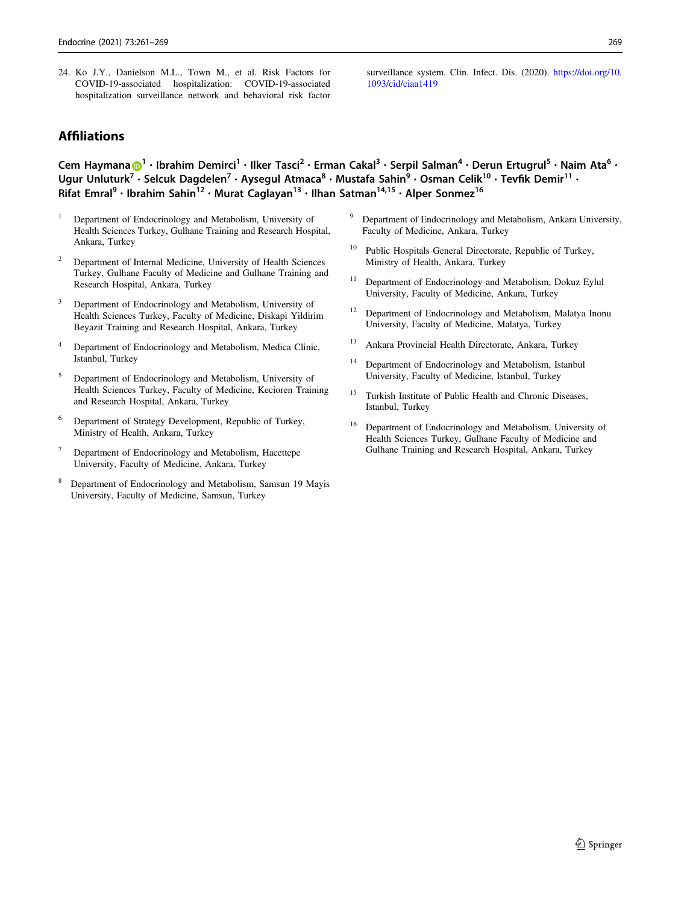24. Ko J.Y., Danielson M.L., Town M., et al. Risk Factors for COVID-19-associated hospitalization: COVID-19-associated hospitalization surveillance network and behavioral risk factor surveillance system. Clin. Infect. Dis. (2020). https://doi.org/10.1093/cid/ciaa1419

## Affiliations

**Cem Haymana[1] · Ibrahim Demirci[1] · Ilker Tasci[2] · Erman Cakal[3] · Serpil Salman[4] · Derun Ertugrul[5] · Naim Ata[6] · Ugur Unluturk[7] · Selcuk Dagdelen[7] · Aysegul Atmaca[8] · Mustafa Sahin[9] · Osman Celik[10] · Tevfik Demir[11] · Rifat Emral[9] · Ibrahim Sahin[12] · Murat Caglayan[13] · Ilhan Satman[14,15] · Alper Sonmez[16]**

1. Department of Endocrinology and Metabolism, University of Health Sciences Turkey, Gulhane Training and Research Hospital, Ankara, Turkey
2. Department of Internal Medicine, University of Health Sciences Turkey, Gulhane Faculty of Medicine and Gulhane Training and Research Hospital, Ankara, Turkey
3. Department of Endocrinology and Metabolism, University of Health Sciences Turkey, Faculty of Medicine, Diskapi Yildirim Beyazit Training and Research Hospital, Ankara, Turkey
4. Department of Endocrinology and Metabolism, Medica Clinic, Istanbul, Turkey
5. Department of Endocrinology and Metabolism, University of Health Sciences Turkey, Faculty of Medicine, Kecioren Training and Research Hospital, Ankara, Turkey
6. Department of Strategy Development, Republic of Turkey, Ministry of Health, Ankara, Turkey
7. Department of Endocrinology and Metabolism, Hacettepe University, Faculty of Medicine, Ankara, Turkey
8. Department of Endocrinology and Metabolism, Samsun 19 Mayis University, Faculty of Medicine, Samsun, Turkey
9. Department of Endocrinology and Metabolism, Ankara University, Faculty of Medicine, Ankara, Turkey
10. Public Hospitals General Directorate, Republic of Turkey, Ministry of Health, Ankara, Turkey
11. Department of Endocrinology and Metabolism, Dokuz Eylul University, Faculty of Medicine, Ankara, Turkey
12. Department of Endocrinology and Metabolism, Malatya Inonu University, Faculty of Medicine, Malatya, Turkey
13. Ankara Provincial Health Directorate, Ankara, Turkey
14. Department of Endocrinology and Metabolism, Istanbul University, Faculty of Medicine, Istanbul, Turkey
15. Turkish Institute of Public Health and Chronic Diseases, Istanbul, Turkey
16. Department of Endocrinology and Metabolism, University of Health Sciences Turkey, Gulhane Faculty of Medicine and Gulhane Training and Research Hospital, Ankara, Turkey